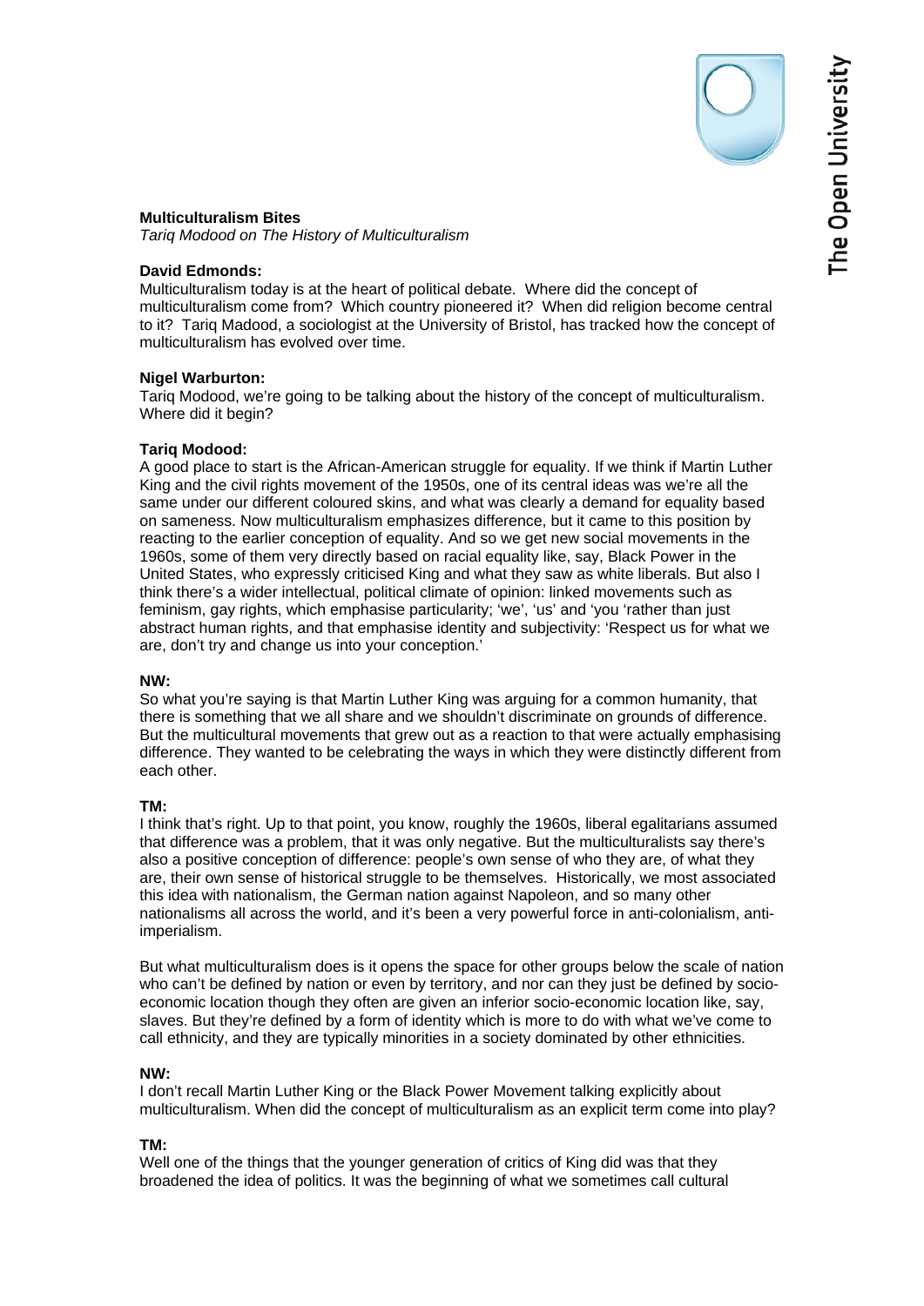**Multiculturalism Bites**

*Tariq Modood on The History of Multiculturalism*

**David Edmonds:**

Multiculturalism today is at the heart of political debate. Where did the concept of multiculturalism come from? Which country pioneered it? When did religion become central to it? Tariq Madood, a sociologist at the University of Bristol, has tracked how the concept of multiculturalism has evolved over time.

**Nigel Warburton:**

Tariq Modood, we're going to be talking about the history of the concept of multiculturalism. Where did it begin?

**Tariq Modood:**

A good place to start is the African-American struggle for equality. If we think if Martin Luther King and the civil rights movement of the 1950s, one of its central ideas was we're all the same under our different coloured skins, and what was clearly a demand for equality based on sameness. Now multiculturalism emphasizes difference, but it came to this position by reacting to the earlier conception of equality. And so we get new social movements in the 1960s, some of them very directly based on racial equality like, say, Black Power in the United States, who expressly criticised King and what they saw as white liberals. But also I think there's a wider intellectual, political climate of opinion: linked movements such as feminism, gay rights, which emphasise particularity; 'we', 'us' and 'you 'rather than just abstract human rights, and that emphasise identity and subjectivity: 'Respect us for what we are, don't try and change us into your conception.'

**NW:**

So what you're saying is that Martin Luther King was arguing for a common humanity, that there is something that we all share and we shouldn't discriminate on grounds of difference. But the multicultural movements that grew out as a reaction to that were actually emphasising difference. They wanted to be celebrating the ways in which they were distinctly different from each other.

**TM:**

I think that's right. Up to that point, you know, roughly the 1960s, liberal egalitarians assumed that difference was a problem, that it was only negative. But the multiculturalists say there's also a positive conception of difference: people's own sense of who they are, of what they are, their own sense of historical struggle to be themselves. Historically, we most associated this idea with nationalism, the German nation against Napoleon, and so many other nationalisms all across the world, and it's been a very powerful force in anti-colonialism, anti-imperialism.

But what multiculturalism does is it opens the space for other groups below the scale of nation who can't be defined by nation or even by territory, and nor can they just be defined by socio-economic location though they often are given an inferior socio-economic location like, say, slaves. But they're defined by a form of identity which is more to do with what we've come to call ethnicity, and they are typically minorities in a society dominated by other ethnicities.

**NW:**

I don't recall Martin Luther King or the Black Power Movement talking explicitly about multiculturalism. When did the concept of multiculturalism as an explicit term come into play?

**TM:**

Well one of the things that the younger generation of critics of King did was that they broadened the idea of politics. It was the beginning of what we sometimes call cultural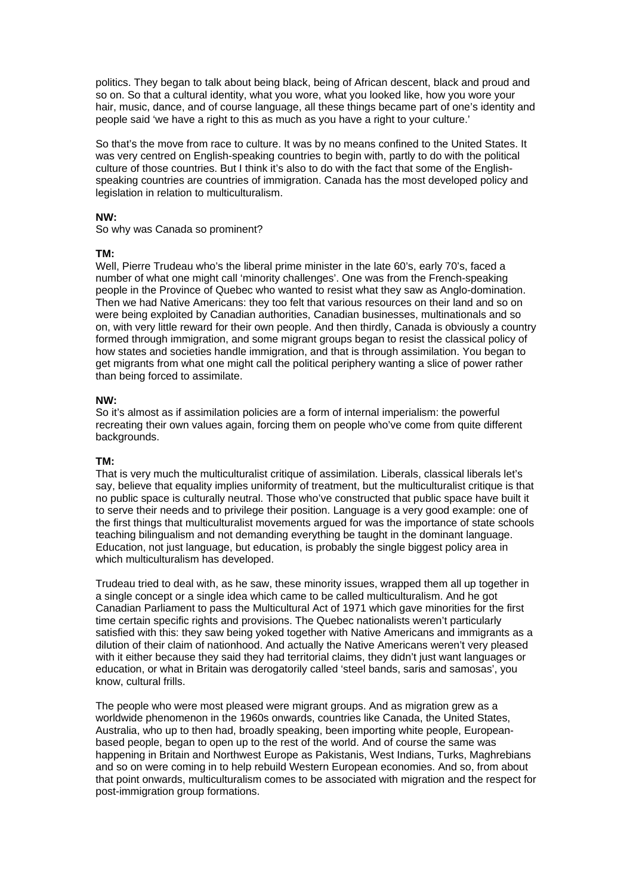politics. They began to talk about being black, being of African descent, black and proud and so on. So that a cultural identity, what you wore, what you looked like, how you wore your hair, music, dance, and of course language, all these things became part of one's identity and people said 'we have a right to this as much as you have a right to your culture.'

So that's the move from race to culture. It was by no means confined to the United States. It was very centred on English-speaking countries to begin with, partly to do with the political culture of those countries. But I think it's also to do with the fact that some of the English-speaking countries are countries of immigration. Canada has the most developed policy and legislation in relation to multiculturalism.

**NW:**
So why was Canada so prominent?

**TM:**
Well, Pierre Trudeau who's the liberal prime minister in the late 60's, early 70's, faced a number of what one might call 'minority challenges'. One was from the French-speaking people in the Province of Quebec who wanted to resist what they saw as Anglo-domination. Then we had Native Americans: they too felt that various resources on their land and so on were being exploited by Canadian authorities, Canadian businesses, multinationals and so on, with very little reward for their own people. And then thirdly, Canada is obviously a country formed through immigration, and some migrant groups began to resist the classical policy of how states and societies handle immigration, and that is through assimilation. You began to get migrants from what one might call the political periphery wanting a slice of power rather than being forced to assimilate.

**NW:**
So it's almost as if assimilation policies are a form of internal imperialism: the powerful recreating their own values again, forcing them on people who've come from quite different backgrounds.

**TM:**
That is very much the multiculturalist critique of assimilation. Liberals, classical liberals let's say, believe that equality implies uniformity of treatment, but the multiculturalist critique is that no public space is culturally neutral. Those who've constructed that public space have built it to serve their needs and to privilege their position. Language is a very good example: one of the first things that multiculturalist movements argued for was the importance of state schools teaching bilingualism and not demanding everything be taught in the dominant language. Education, not just language, but education, is probably the single biggest policy area in which multiculturalism has developed.

Trudeau tried to deal with, as he saw, these minority issues, wrapped them all up together in a single concept or a single idea which came to be called multiculturalism. And he got Canadian Parliament to pass the Multicultural Act of 1971 which gave minorities for the first time certain specific rights and provisions. The Quebec nationalists weren't particularly satisfied with this: they saw being yoked together with Native Americans and immigrants as a dilution of their claim of nationhood. And actually the Native Americans weren't very pleased with it either because they said they had territorial claims, they didn't just want languages or education, or what in Britain was derogatorily called 'steel bands, saris and samosas', you know, cultural frills.

The people who were most pleased were migrant groups. And as migration grew as a worldwide phenomenon in the 1960s onwards, countries like Canada, the United States, Australia, who up to then had, broadly speaking, been importing white people, European-based people, began to open up to the rest of the world. And of course the same was happening in Britain and Northwest Europe as Pakistanis, West Indians, Turks, Maghrebians and so on were coming in to help rebuild Western European economies. And so, from about that point onwards, multiculturalism comes to be associated with migration and the respect for post-immigration group formations.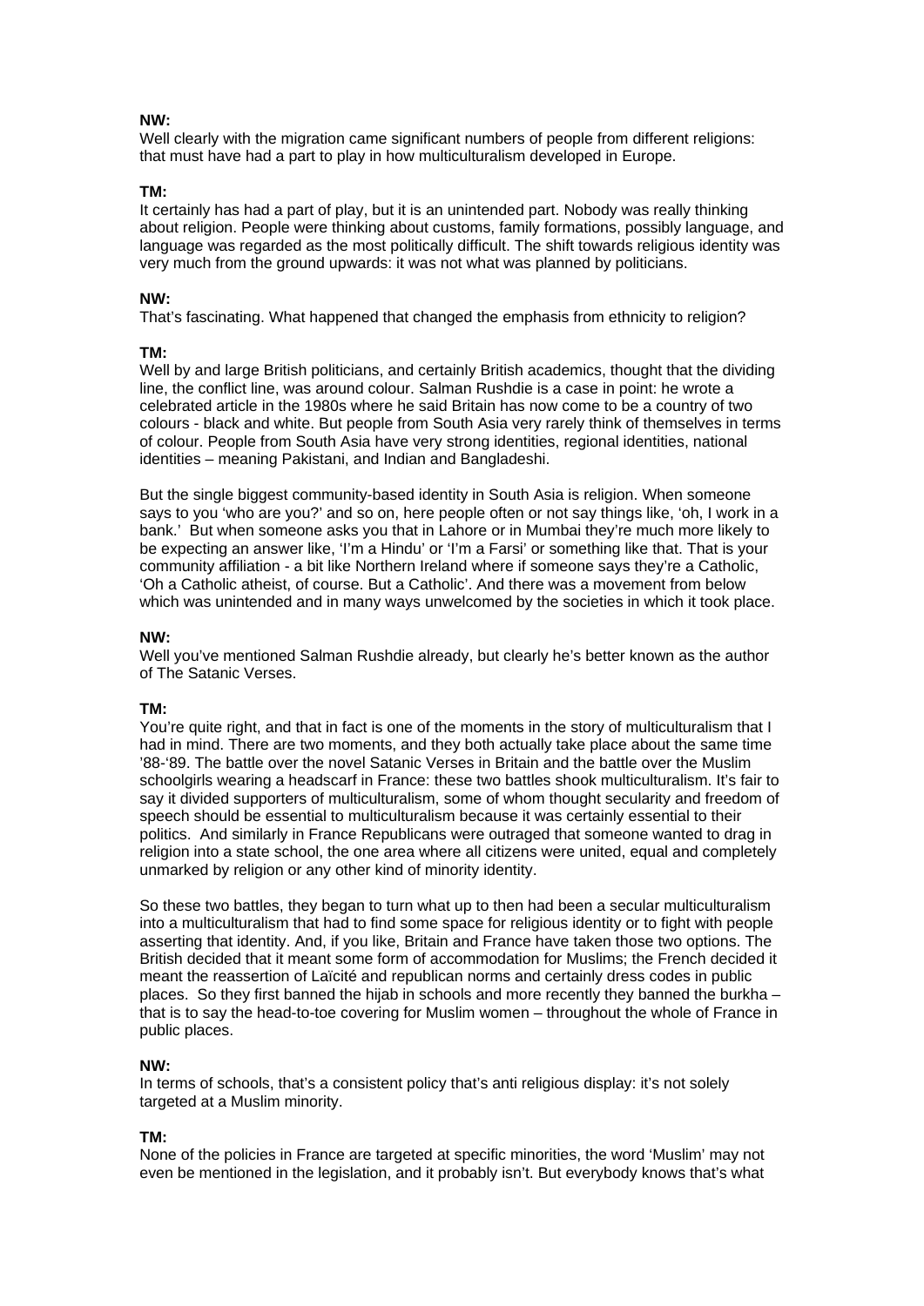**NW:**
Well clearly with the migration came significant numbers of people from different religions: that must have had a part to play in how multiculturalism developed in Europe.

**TM:**
It certainly has had a part of play, but it is an unintended part. Nobody was really thinking about religion. People were thinking about customs, family formations, possibly language, and language was regarded as the most politically difficult. The shift towards religious identity was very much from the ground upwards: it was not what was planned by politicians.

**NW:**
That's fascinating. What happened that changed the emphasis from ethnicity to religion?

**TM:**
Well by and large British politicians, and certainly British academics, thought that the dividing line, the conflict line, was around colour. Salman Rushdie is a case in point: he wrote a celebrated article in the 1980s where he said Britain has now come to be a country of two colours - black and white. But people from South Asia very rarely think of themselves in terms of colour. People from South Asia have very strong identities, regional identities, national identities – meaning Pakistani, and Indian and Bangladeshi.

But the single biggest community-based identity in South Asia is religion. When someone says to you 'who are you?' and so on, here people often or not say things like, 'oh, I work in a bank.' But when someone asks you that in Lahore or in Mumbai they're much more likely to be expecting an answer like, 'I'm a Hindu' or 'I'm a Farsi' or something like that. That is your community affiliation - a bit like Northern Ireland where if someone says they're a Catholic, 'Oh a Catholic atheist, of course. But a Catholic'. And there was a movement from below which was unintended and in many ways unwelcomed by the societies in which it took place.

**NW:**
Well you've mentioned Salman Rushdie already, but clearly he's better known as the author of The Satanic Verses.

**TM:**
You're quite right, and that in fact is one of the moments in the story of multiculturalism that I had in mind. There are two moments, and they both actually take place about the same time '88-'89. The battle over the novel Satanic Verses in Britain and the battle over the Muslim schoolgirls wearing a headscarf in France: these two battles shook multiculturalism. It's fair to say it divided supporters of multiculturalism, some of whom thought secularity and freedom of speech should be essential to multiculturalism because it was certainly essential to their politics. And similarly in France Republicans were outraged that someone wanted to drag in religion into a state school, the one area where all citizens were united, equal and completely unmarked by religion or any other kind of minority identity.

So these two battles, they began to turn what up to then had been a secular multiculturalism into a multiculturalism that had to find some space for religious identity or to fight with people asserting that identity. And, if you like, Britain and France have taken those two options. The British decided that it meant some form of accommodation for Muslims; the French decided it meant the reassertion of Laïcité and republican norms and certainly dress codes in public places. So they first banned the hijab in schools and more recently they banned the burkha – that is to say the head-to-toe covering for Muslim women – throughout the whole of France in public places.

**NW:**
In terms of schools, that's a consistent policy that's anti religious display: it's not solely targeted at a Muslim minority.

**TM:**
None of the policies in France are targeted at specific minorities, the word 'Muslim' may not even be mentioned in the legislation, and it probably isn't. But everybody knows that's what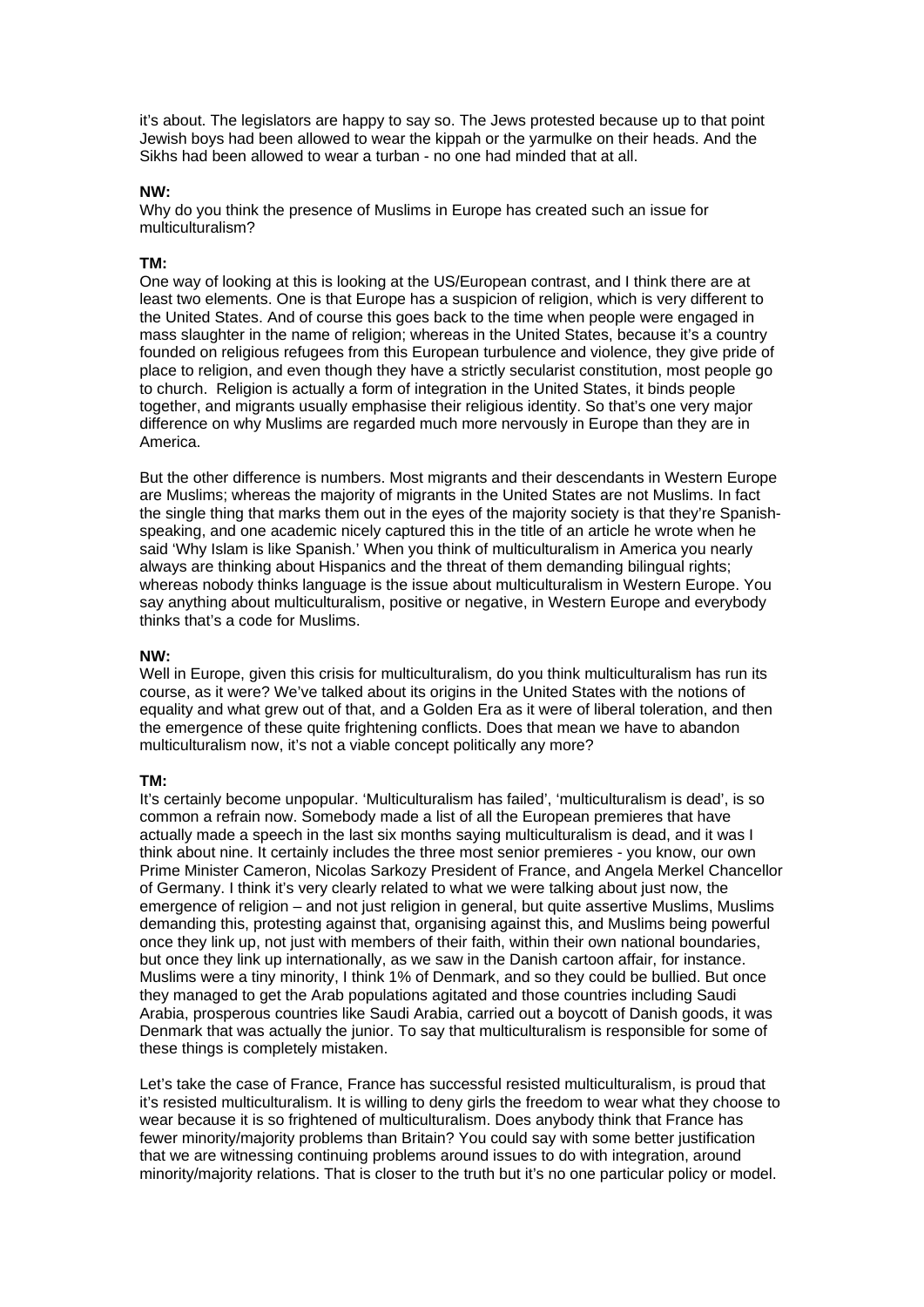it's about. The legislators are happy to say so. The Jews protested because up to that point Jewish boys had been allowed to wear the kippah or the yarmulke on their heads. And the Sikhs had been allowed to wear a turban - no one had minded that at all.

**NW:**
Why do you think the presence of Muslims in Europe has created such an issue for multiculturalism?

**TM:**
One way of looking at this is looking at the US/European contrast, and I think there are at least two elements. One is that Europe has a suspicion of religion, which is very different to the United States. And of course this goes back to the time when people were engaged in mass slaughter in the name of religion; whereas in the United States, because it's a country founded on religious refugees from this European turbulence and violence, they give pride of place to religion, and even though they have a strictly secularist constitution, most people go to church. Religion is actually a form of integration in the United States, it binds people together, and migrants usually emphasise their religious identity. So that's one very major difference on why Muslims are regarded much more nervously in Europe than they are in America.

But the other difference is numbers. Most migrants and their descendants in Western Europe are Muslims; whereas the majority of migrants in the United States are not Muslims. In fact the single thing that marks them out in the eyes of the majority society is that they're Spanish-speaking, and one academic nicely captured this in the title of an article he wrote when he said 'Why Islam is like Spanish.' When you think of multiculturalism in America you nearly always are thinking about Hispanics and the threat of them demanding bilingual rights; whereas nobody thinks language is the issue about multiculturalism in Western Europe. You say anything about multiculturalism, positive or negative, in Western Europe and everybody thinks that's a code for Muslims.

**NW:**
Well in Europe, given this crisis for multiculturalism, do you think multiculturalism has run its course, as it were? We've talked about its origins in the United States with the notions of equality and what grew out of that, and a Golden Era as it were of liberal toleration, and then the emergence of these quite frightening conflicts. Does that mean we have to abandon multiculturalism now, it's not a viable concept politically any more?

**TM:**
It's certainly become unpopular. 'Multiculturalism has failed', 'multiculturalism is dead', is so common a refrain now. Somebody made a list of all the European premieres that have actually made a speech in the last six months saying multiculturalism is dead, and it was I think about nine. It certainly includes the three most senior premieres - you know, our own Prime Minister Cameron, Nicolas Sarkozy President of France, and Angela Merkel Chancellor of Germany. I think it's very clearly related to what we were talking about just now, the emergence of religion – and not just religion in general, but quite assertive Muslims, Muslims demanding this, protesting against that, organising against this, and Muslims being powerful once they link up, not just with members of their faith, within their own national boundaries, but once they link up internationally, as we saw in the Danish cartoon affair, for instance. Muslims were a tiny minority, I think 1% of Denmark, and so they could be bullied. But once they managed to get the Arab populations agitated and those countries including Saudi Arabia, prosperous countries like Saudi Arabia, carried out a boycott of Danish goods, it was Denmark that was actually the junior. To say that multiculturalism is responsible for some of these things is completely mistaken.

Let's take the case of France, France has successful resisted multiculturalism, is proud that it's resisted multiculturalism. It is willing to deny girls the freedom to wear what they choose to wear because it is so frightened of multiculturalism. Does anybody think that France has fewer minority/majority problems than Britain? You could say with some better justification that we are witnessing continuing problems around issues to do with integration, around minority/majority relations. That is closer to the truth but it's no one particular policy or model.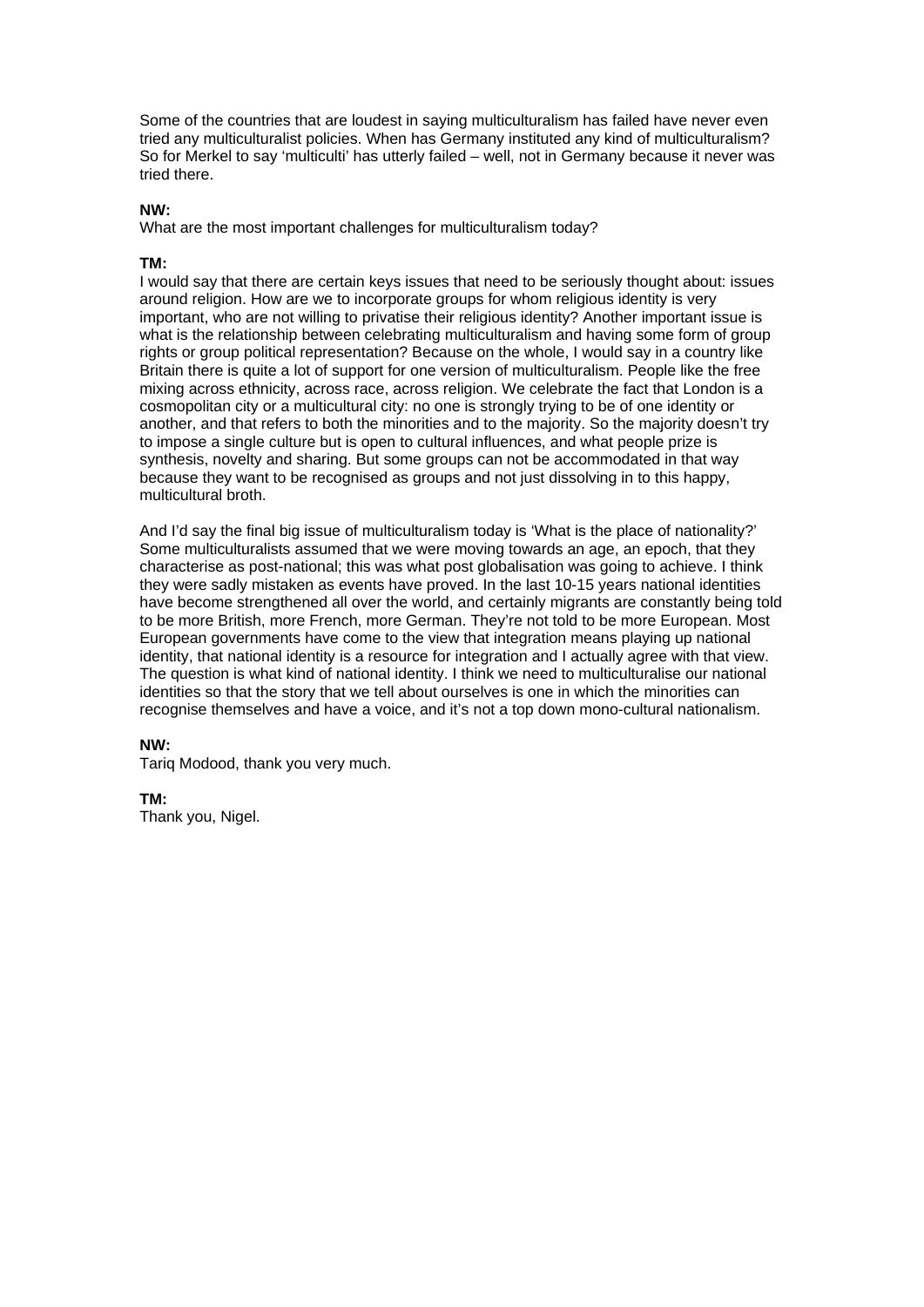Some of the countries that are loudest in saying multiculturalism has failed have never even tried any multiculturalist policies. When has Germany instituted any kind of multiculturalism? So for Merkel to say 'multiculti' has utterly failed – well, not in Germany because it never was tried there.

**NW:**
What are the most important challenges for multiculturalism today?

**TM:**
I would say that there are certain keys issues that need to be seriously thought about: issues around religion. How are we to incorporate groups for whom religious identity is very important, who are not willing to privatise their religious identity? Another important issue is what is the relationship between celebrating multiculturalism and having some form of group rights or group political representation? Because on the whole, I would say in a country like Britain there is quite a lot of support for one version of multiculturalism. People like the free mixing across ethnicity, across race, across religion. We celebrate the fact that London is a cosmopolitan city or a multicultural city: no one is strongly trying to be of one identity or another, and that refers to both the minorities and to the majority. So the majority doesn't try to impose a single culture but is open to cultural influences, and what people prize is synthesis, novelty and sharing. But some groups can not be accommodated in that way because they want to be recognised as groups and not just dissolving in to this happy, multicultural broth.

And I'd say the final big issue of multiculturalism today is 'What is the place of nationality?' Some multiculturalists assumed that we were moving towards an age, an epoch, that they characterise as post-national; this was what post globalisation was going to achieve. I think they were sadly mistaken as events have proved. In the last 10-15 years national identities have become strengthened all over the world, and certainly migrants are constantly being told to be more British, more French, more German. They're not told to be more European. Most European governments have come to the view that integration means playing up national identity, that national identity is a resource for integration and I actually agree with that view. The question is what kind of national identity. I think we need to multiculturalise our national identities so that the story that we tell about ourselves is one in which the minorities can recognise themselves and have a voice, and it's not a top down mono-cultural nationalism.

**NW:**
Tariq Modood, thank you very much.

**TM:**
Thank you, Nigel.